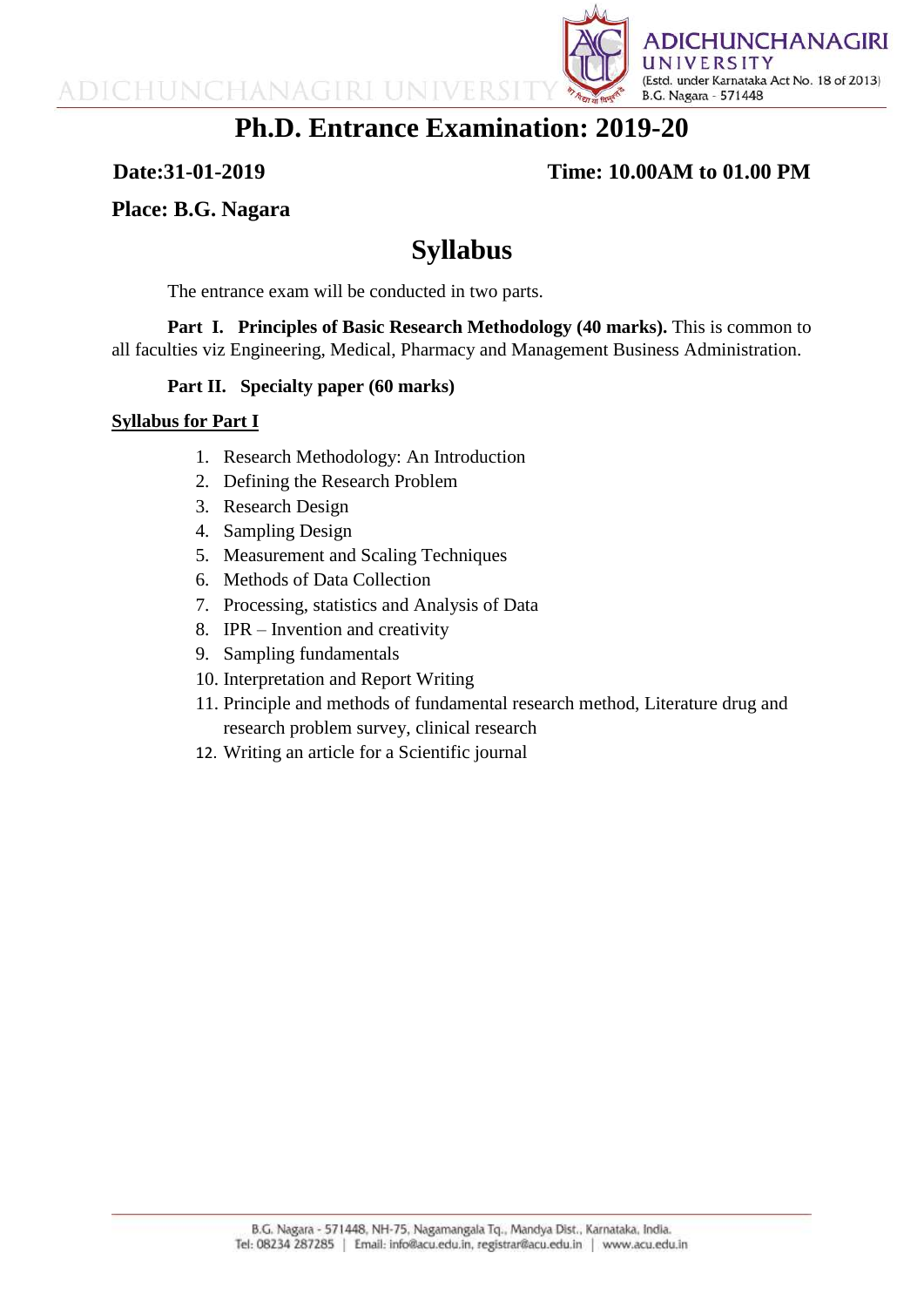# Ph.D. Entrance Examination: 2019-20

**Date:31-01-2019** **Time: 10.00AM to 01.00 PM**

**Place: B.G. Nagara**

## Syllabus

The entrance exam will be conducted in two parts.

**Part I. Principles of Basic Research Methodology (40 marks).** This is common to all faculties viz Engineering, Medical, Pharmacy and Management Business Administration.

**Part II. Specialty paper (60 marks)**

**<u>Syllabus for Part I</u>**

1. Research Methodology: An Introduction
2. Defining the Research Problem
3. Research Design
4. Sampling Design
5. Measurement and Scaling Techniques
6. Methods of Data Collection
7. Processing, statistics and Analysis of Data
8. IPR – Invention and creativity
9. Sampling fundamentals
10. Interpretation and Report Writing
11. Principle and methods of fundamental research method, Literature drug and research problem survey, clinical research
12. Writing an article for a Scientific journal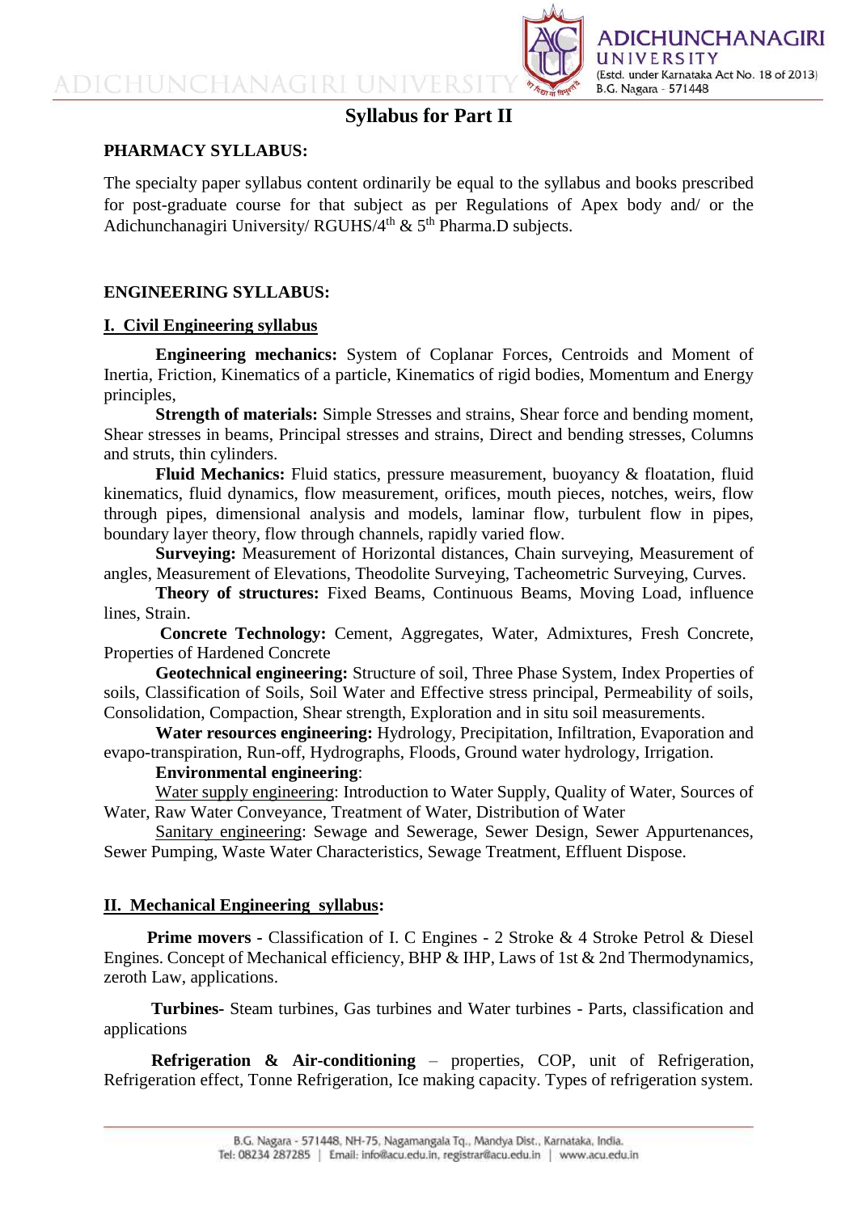# Syllabus for Part II

## PHARMACY SYLLABUS:

The specialty paper syllabus content ordinarily be equal to the syllabus and books prescribed for post-graduate course for that subject as per Regulations of Apex body and/ or the Adichunchanagiri University/ RGUHS/4$^{th}$ & 5$^{th}$ Pharma.D subjects.

## ENGINEERING SYLLABUS:

### I. Civil Engineering syllabus

**Engineering mechanics:** System of Coplanar Forces, Centroids and Moment of Inertia, Friction, Kinematics of a particle, Kinematics of rigid bodies, Momentum and Energy principles,

**Strength of materials:** Simple Stresses and strains, Shear force and bending moment, Shear stresses in beams, Principal stresses and strains, Direct and bending stresses, Columns and struts, thin cylinders.

**Fluid Mechanics:** Fluid statics, pressure measurement, buoyancy & floatation, fluid kinematics, fluid dynamics, flow measurement, orifices, mouth pieces, notches, weirs, flow through pipes, dimensional analysis and models, laminar flow, turbulent flow in pipes, boundary layer theory, flow through channels, rapidly varied flow.

**Surveying:** Measurement of Horizontal distances, Chain surveying, Measurement of angles, Measurement of Elevations, Theodolite Surveying, Tacheometric Surveying, Curves.

**Theory of structures:** Fixed Beams, Continuous Beams, Moving Load, influence lines, Strain.

**Concrete Technology:** Cement, Aggregates, Water, Admixtures, Fresh Concrete, Properties of Hardened Concrete

**Geotechnical engineering:** Structure of soil, Three Phase System, Index Properties of soils, Classification of Soils, Soil Water and Effective stress principal, Permeability of soils, Consolidation, Compaction, Shear strength, Exploration and in situ soil measurements.

**Water resources engineering:** Hydrology, Precipitation, Infiltration, Evaporation and evapo-transpiration, Run-off, Hydrographs, Floods, Ground water hydrology, Irrigation.

**Environmental engineering**:

Water supply engineering: Introduction to Water Supply, Quality of Water, Sources of Water, Raw Water Conveyance, Treatment of Water, Distribution of Water

Sanitary engineering: Sewage and Sewerage, Sewer Design, Sewer Appurtenances, Sewer Pumping, Waste Water Characteristics, Sewage Treatment, Effluent Dispose.

### II. Mechanical Engineering syllabus:

**Prime movers** - Classification of I. C Engines - 2 Stroke & 4 Stroke Petrol & Diesel Engines. Concept of Mechanical efficiency, BHP & IHP, Laws of 1st & 2nd Thermodynamics, zeroth Law, applications.

**Turbines**- Steam turbines, Gas turbines and Water turbines - Parts, classification and applications

**Refrigeration & Air-conditioning** – properties, COP, unit of Refrigeration, Refrigeration effect, Tonne Refrigeration, Ice making capacity. Types of refrigeration system.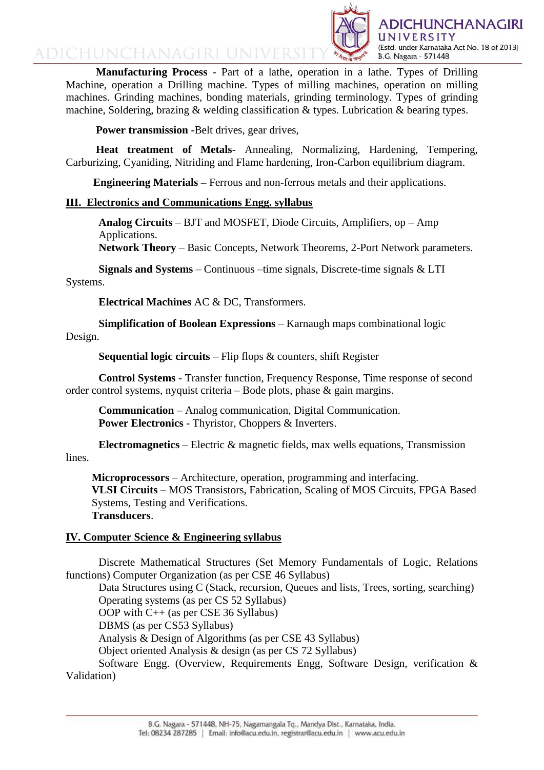**Manufacturing Process** - Part of a lathe, operation in a lathe. Types of Drilling Machine, operation a Drilling machine. Types of milling machines, operation on milling machines. Grinding machines, bonding materials, grinding terminology. Types of grinding machine, Soldering, brazing & welding classification & types. Lubrication & bearing types.

**Power transmission** -Belt drives, gear drives,

**Heat treatment of Metals**- Annealing, Normalizing, Hardening, Tempering, Carburizing, Cyaniding, Nitriding and Flame hardening, Iron-Carbon equilibrium diagram.

**Engineering Materials –** Ferrous and non-ferrous metals and their applications.

## III. Electronics and Communications Engg. syllabus

**Analog Circuits** – BJT and MOSFET, Diode Circuits, Amplifiers, op – Amp Applications.
**Network Theory** – Basic Concepts, Network Theorems, 2-Port Network parameters.

**Signals and Systems** – Continuous –time signals, Discrete-time signals & LTI Systems.

**Electrical Machines** AC & DC, Transformers.

**Simplification of Boolean Expressions** – Karnaugh maps combinational logic Design.

**Sequential logic circuits** – Flip flops & counters, shift Register

**Control Systems** - Transfer function, Frequency Response, Time response of second order control systems, nyquist criteria – Bode plots, phase & gain margins.

**Communication** – Analog communication, Digital Communication.
**Power Electronics** - Thyristor, Choppers & Inverters.

**Electromagnetics** – Electric & magnetic fields, max wells equations, Transmission lines.

**Microprocessors** – Architecture, operation, programming and interfacing.
**VLSI Circuits** – MOS Transistors, Fabrication, Scaling of MOS Circuits, FPGA Based Systems, Testing and Verifications.
**Transducers**.

## IV. Computer Science & Engineering syllabus

Discrete Mathematical Structures (Set Memory Fundamentals of Logic, Relations functions) Computer Organization (as per CSE 46 Syllabus)
Data Structures using C (Stack, recursion, Queues and lists, Trees, sorting, searching)
Operating systems (as per CS 52 Syllabus)
OOP with C++ (as per CSE 36 Syllabus)
DBMS (as per CS53 Syllabus)
Analysis & Design of Algorithms (as per CSE 43 Syllabus)
Object oriented Analysis & design (as per CS 72 Syllabus)
Software Engg. (Overview, Requirements Engg, Software Design, verification & Validation)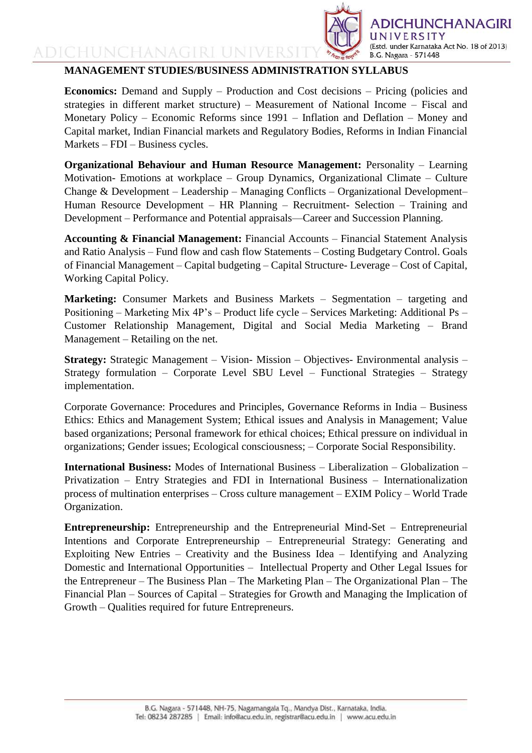## MANAGEMENT STUDIES/BUSINESS ADMINISTRATION SYLLABUS

**Economics:** Demand and Supply – Production and Cost decisions – Pricing (policies and strategies in different market structure) – Measurement of National Income – Fiscal and Monetary Policy – Economic Reforms since 1991 – Inflation and Deflation – Money and Capital market, Indian Financial markets and Regulatory Bodies, Reforms in Indian Financial Markets – FDI – Business cycles.

**Organizational Behaviour and Human Resource Management:** Personality – Learning Motivation- Emotions at workplace – Group Dynamics, Organizational Climate – Culture Change & Development – Leadership – Managing Conflicts – Organizational Development– Human Resource Development – HR Planning – Recruitment- Selection – Training and Development – Performance and Potential appraisals—Career and Succession Planning.

**Accounting & Financial Management:** Financial Accounts – Financial Statement Analysis and Ratio Analysis – Fund flow and cash flow Statements – Costing Budgetary Control. Goals of Financial Management – Capital budgeting – Capital Structure- Leverage – Cost of Capital, Working Capital Policy.

**Marketing:** Consumer Markets and Business Markets – Segmentation – targeting and Positioning – Marketing Mix 4P's – Product life cycle – Services Marketing: Additional Ps – Customer Relationship Management, Digital and Social Media Marketing – Brand Management – Retailing on the net.

**Strategy:** Strategic Management – Vision- Mission – Objectives- Environmental analysis – Strategy formulation – Corporate Level SBU Level – Functional Strategies – Strategy implementation.

Corporate Governance: Procedures and Principles, Governance Reforms in India – Business Ethics: Ethics and Management System; Ethical issues and Analysis in Management; Value based organizations; Personal framework for ethical choices; Ethical pressure on individual in organizations; Gender issues; Ecological consciousness; – Corporate Social Responsibility.

**International Business:** Modes of International Business – Liberalization – Globalization – Privatization – Entry Strategies and FDI in International Business – Internationalization process of multination enterprises – Cross culture management – EXIM Policy – World Trade Organization.

**Entrepreneurship:** Entrepreneurship and the Entrepreneurial Mind-Set – Entrepreneurial Intentions and Corporate Entrepreneurship – Entrepreneurial Strategy: Generating and Exploiting New Entries – Creativity and the Business Idea – Identifying and Analyzing Domestic and International Opportunities – Intellectual Property and Other Legal Issues for the Entrepreneur – The Business Plan – The Marketing Plan – The Organizational Plan – The Financial Plan – Sources of Capital – Strategies for Growth and Managing the Implication of Growth – Qualities required for future Entrepreneurs.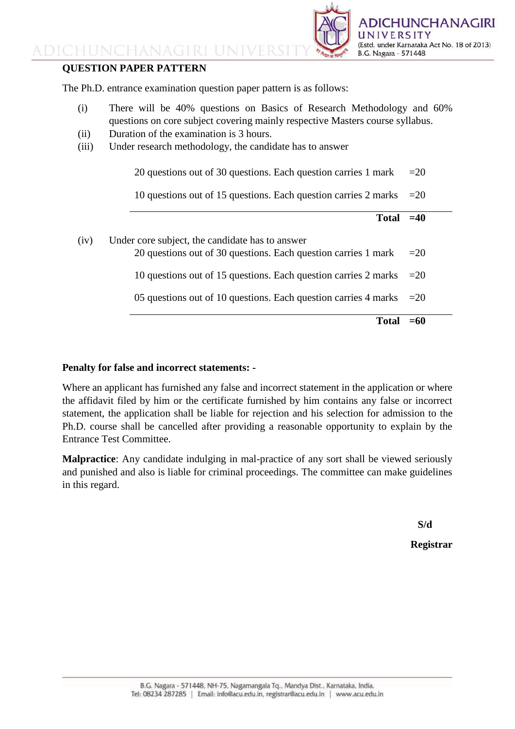## QUESTION PAPER PATTERN

The Ph.D. entrance examination question paper pattern is as follows:

(i) There will be 40% questions on Basics of Research Methodology and 60% questions on core subject covering mainly respective Masters course syllabus.

(ii) Duration of the examination is 3 hours.

(iii) Under research methodology, the candidate has to answer

| | |
|---|---|
| 20 questions out of 30 questions. Each question carries 1 mark | =20 |
| 10 questions out of 15 questions. Each question carries 2 marks | =20 |
| **Total** | **=40** |

(iv) Under core subject, the candidate has to answer

| | |
|---|---|
| 20 questions out of 30 questions. Each question carries 1 mark | =20 |
| 10 questions out of 15 questions. Each question carries 2 marks | =20 |
| 05 questions out of 10 questions. Each question carries 4 marks | =20 |
| **Total** | **=60** |

**Penalty for false and incorrect statements: -**

Where an applicant has furnished any false and incorrect statement in the application or where the affidavit filed by him or the certificate furnished by him contains any false or incorrect statement, the application shall be liable for rejection and his selection for admission to the Ph.D. course shall be cancelled after providing a reasonable opportunity to explain by the Entrance Test Committee.

**Malpractice**: Any candidate indulging in mal-practice of any sort shall be viewed seriously and punished and also is liable for criminal proceedings. The committee can make guidelines in this regard.

**S/d**

**Registrar**